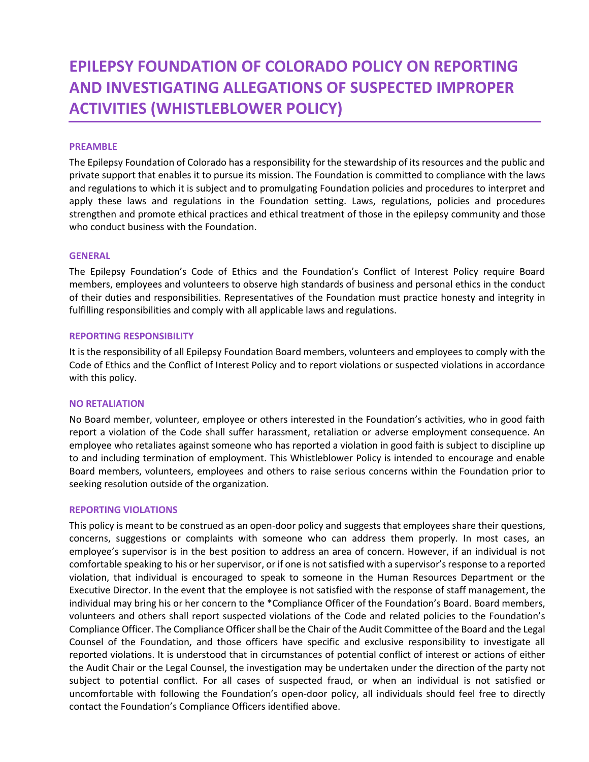# EPILEPSY FOUNDATION OF COLORADO POLICY ON REPORTING AND INVESTIGATING ALLEGATIONS OF SUSPECTED IMPROPER ACTIVITIES (WHISTLEBLOWER POLICY)

### PREAMBLE

The Epilepsy Foundation of Colorado has a responsibility for the stewardship of its resources and the public and private support that enables it to pursue its mission. The Foundation is committed to compliance with the laws and regulations to which it is subject and to promulgating Foundation policies and procedures to interpret and apply these laws and regulations in the Foundation setting. Laws, regulations, policies and procedures strengthen and promote ethical practices and ethical treatment of those in the epilepsy community and those who conduct business with the Foundation.

### GENERAL

The Epilepsy Foundation's Code of Ethics and the Foundation's Conflict of Interest Policy require Board members, employees and volunteers to observe high standards of business and personal ethics in the conduct of their duties and responsibilities. Representatives of the Foundation must practice honesty and integrity in fulfilling responsibilities and comply with all applicable laws and regulations.

### REPORTING RESPONSIBILITY

It is the responsibility of all Epilepsy Foundation Board members, volunteers and employees to comply with the Code of Ethics and the Conflict of Interest Policy and to report violations or suspected violations in accordance with this policy.

### NO RETALIATION

No Board member, volunteer, employee or others interested in the Foundation's activities, who in good faith report a violation of the Code shall suffer harassment, retaliation or adverse employment consequence. An employee who retaliates against someone who has reported a violation in good faith is subject to discipline up to and including termination of employment. This Whistleblower Policy is intended to encourage and enable Board members, volunteers, employees and others to raise serious concerns within the Foundation prior to seeking resolution outside of the organization.

### REPORTING VIOLATIONS

This policy is meant to be construed as an open-door policy and suggests that employees share their questions, concerns, suggestions or complaints with someone who can address them properly. In most cases, an employee's supervisor is in the best position to address an area of concern. However, if an individual is not comfortable speaking to his or her supervisor, or if one is not satisfied with a supervisor's response to a reported violation, that individual is encouraged to speak to someone in the Human Resources Department or the Executive Director. In the event that the employee is not satisfied with the response of staff management, the individual may bring his or her concern to the *Compliance Officer of the Foundation's Board. Board members, volunteers and others shall report suspected violations of the Code and related policies to the Foundation's Compliance Officer. The Compliance Officer shall be the Chair of the Audit Committee of the Board and the Legal Counsel of the Foundation, and those officers have specific and exclusive responsibility to investigate all reported violations. It is understood that in circumstances of potential conflict of interest or actions of either the Audit Chair or the Legal Counsel, the investigation may be undertaken under the direction of the party not subject to potential conflict. For all cases of suspected fraud, or when an individual is not satisfied or uncomfortable with following the Foundation's open-door policy, all individuals should feel free to directly contact the Foundation's Compliance Officers identified above.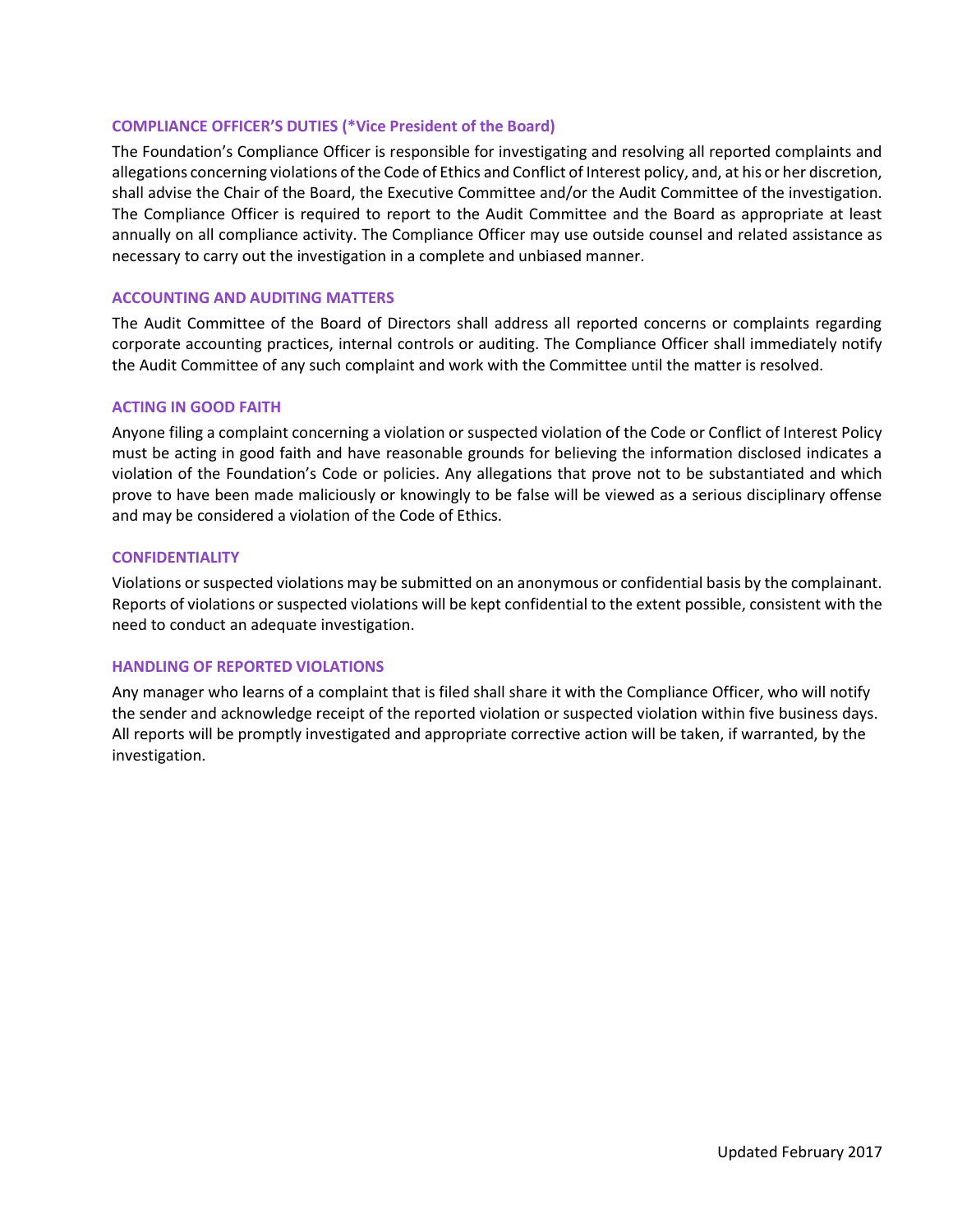### COMPLIANCE OFFICER'S DUTIES (*Vice President of the Board)

The Foundation's Compliance Officer is responsible for investigating and resolving all reported complaints and allegations concerning violations of the Code of Ethics and Conflict of Interest policy, and, at his or her discretion, shall advise the Chair of the Board, the Executive Committee and/or the Audit Committee of the investigation. The Compliance Officer is required to report to the Audit Committee and the Board as appropriate at least annually on all compliance activity. The Compliance Officer may use outside counsel and related assistance as necessary to carry out the investigation in a complete and unbiased manner.

### ACCOUNTING AND AUDITING MATTERS

The Audit Committee of the Board of Directors shall address all reported concerns or complaints regarding corporate accounting practices, internal controls or auditing. The Compliance Officer shall immediately notify the Audit Committee of any such complaint and work with the Committee until the matter is resolved.

### ACTING IN GOOD FAITH

Anyone filing a complaint concerning a violation or suspected violation of the Code or Conflict of Interest Policy must be acting in good faith and have reasonable grounds for believing the information disclosed indicates a violation of the Foundation's Code or policies. Any allegations that prove not to be substantiated and which prove to have been made maliciously or knowingly to be false will be viewed as a serious disciplinary offense and may be considered a violation of the Code of Ethics.

### CONFIDENTIALITY

Violations or suspected violations may be submitted on an anonymous or confidential basis by the complainant. Reports of violations or suspected violations will be kept confidential to the extent possible, consistent with the need to conduct an adequate investigation.

### HANDLING OF REPORTED VIOLATIONS

Any manager who learns of a complaint that is filed shall share it with the Compliance Officer, who will notify the sender and acknowledge receipt of the reported violation or suspected violation within five business days. All reports will be promptly investigated and appropriate corrective action will be taken, if warranted, by the investigation.

Updated February 2017